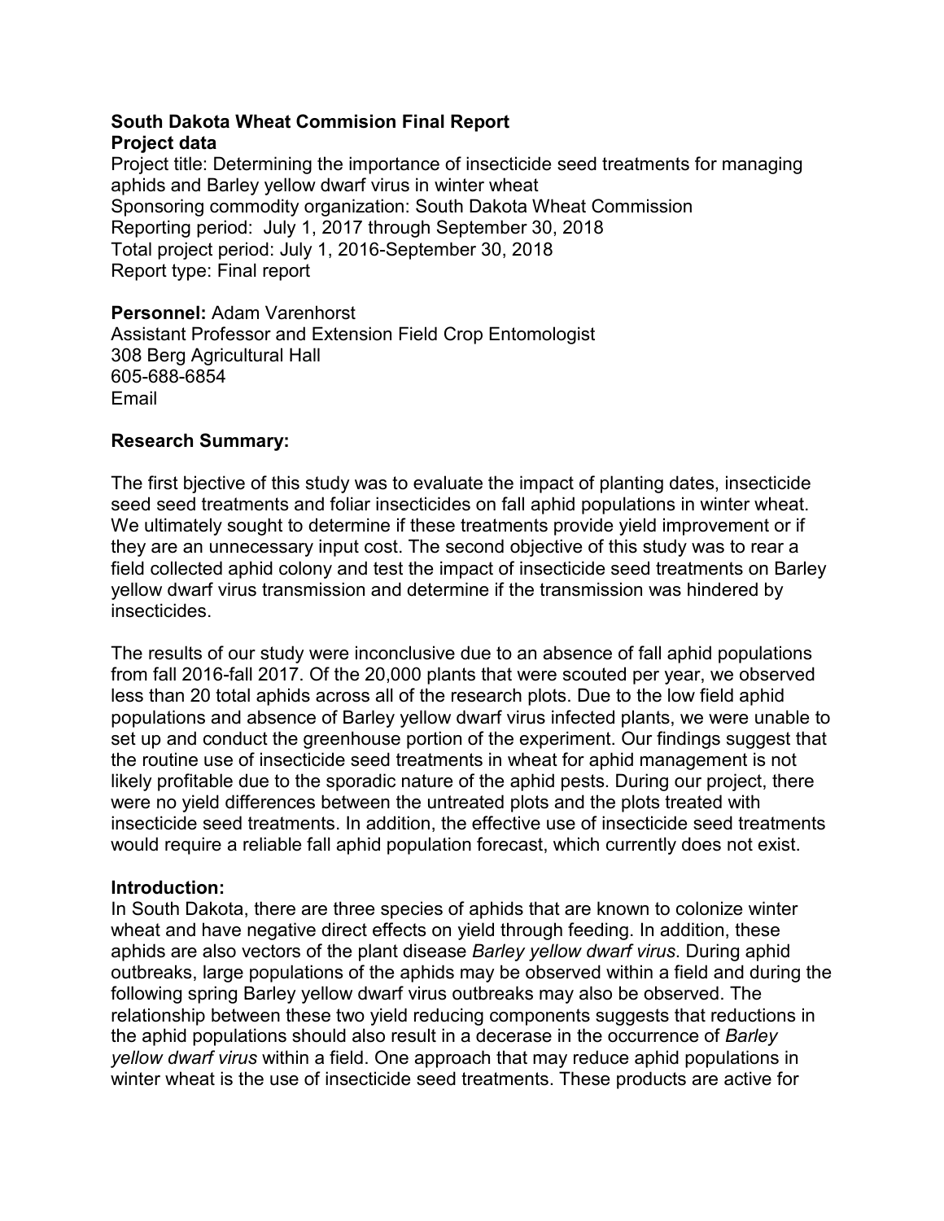**South Dakota Wheat Commision Final Report**

**Project data**

Project title: Determining the importance of insecticide seed treatments for managing aphids and Barley yellow dwarf virus in winter wheat
Sponsoring commodity organization: South Dakota Wheat Commission
Reporting period: July 1, 2017 through September 30, 2018
Total project period: July 1, 2016-September 30, 2018
Report type: Final report

**Personnel:** Adam Varenhorst
Assistant Professor and Extension Field Crop Entomologist
308 Berg Agricultural Hall
605-688-6854
Email

**Research Summary:**

The first bjective of this study was to evaluate the impact of planting dates, insecticide seed seed treatments and foliar insecticides on fall aphid populations in winter wheat. We ultimately sought to determine if these treatments provide yield improvement or if they are an unnecessary input cost. The second objective of this study was to rear a field collected aphid colony and test the impact of insecticide seed treatments on Barley yellow dwarf virus transmission and determine if the transmission was hindered by insecticides.

The results of our study were inconclusive due to an absence of fall aphid populations from fall 2016-fall 2017. Of the 20,000 plants that were scouted per year, we observed less than 20 total aphids across all of the research plots. Due to the low field aphid populations and absence of Barley yellow dwarf virus infected plants, we were unable to set up and conduct the greenhouse portion of the experiment. Our findings suggest that the routine use of insecticide seed treatments in wheat for aphid management is not likely profitable due to the sporadic nature of the aphid pests. During our project, there were no yield differences between the untreated plots and the plots treated with insecticide seed treatments. In addition, the effective use of insecticide seed treatments would require a reliable fall aphid population forecast, which currently does not exist.

**Introduction:**

In South Dakota, there are three species of aphids that are known to colonize winter wheat and have negative direct effects on yield through feeding. In addition, these aphids are also vectors of the plant disease *Barley yellow dwarf virus*. During aphid outbreaks, large populations of the aphids may be observed within a field and during the following spring Barley yellow dwarf virus outbreaks may also be observed. The relationship between these two yield reducing components suggests that reductions in the aphid populations should also result in a decerase in the occurrence of *Barley yellow dwarf virus* within a field. One approach that may reduce aphid populations in winter wheat is the use of insecticide seed treatments. These products are active for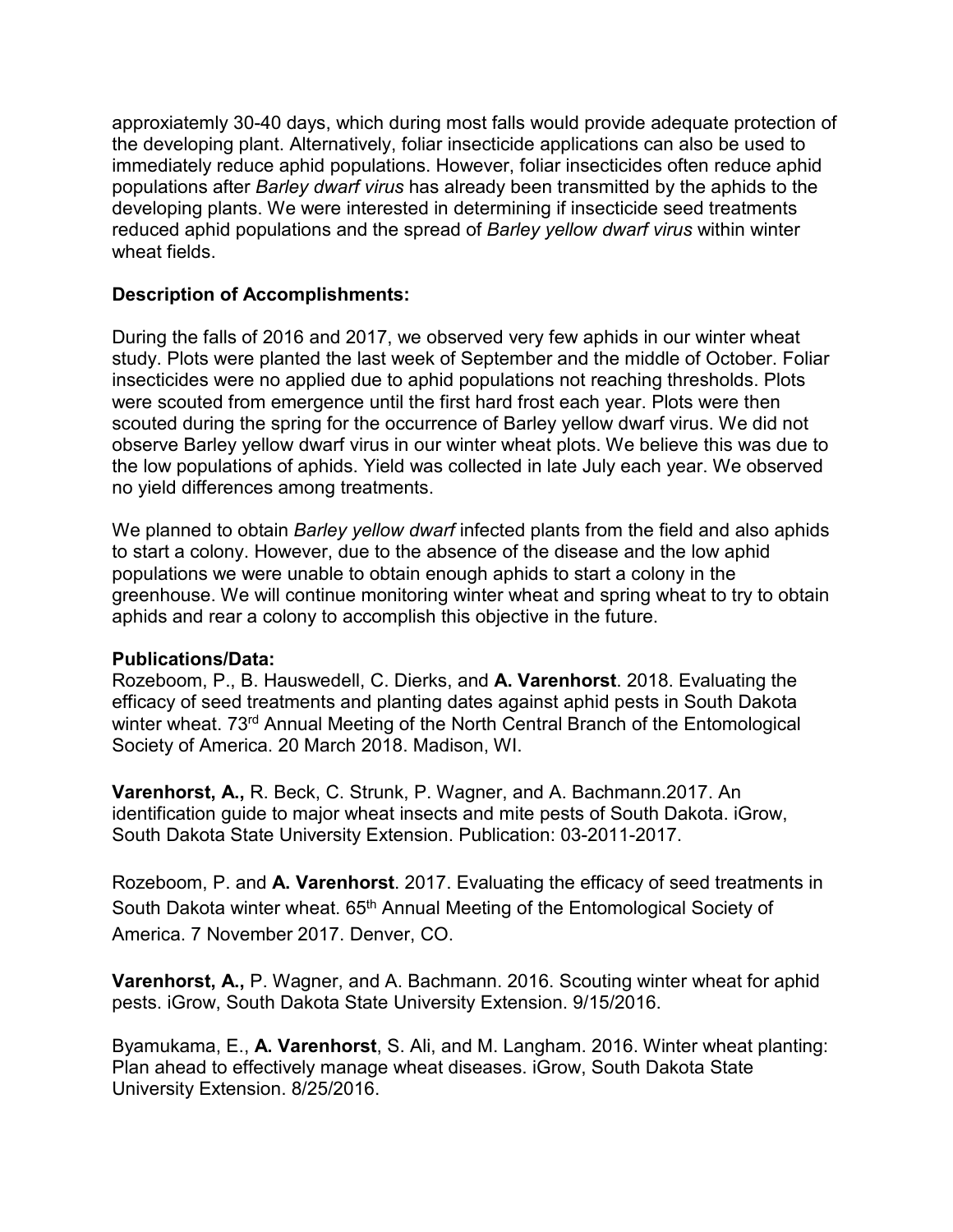approxiatemly 30-40 days, which during most falls would provide adequate protection of the developing plant. Alternatively, foliar insecticide applications can also be used to immediately reduce aphid populations. However, foliar insecticides often reduce aphid populations after *Barley dwarf virus* has already been transmitted by the aphids to the developing plants. We were interested in determining if insecticide seed treatments reduced aphid populations and the spread of *Barley yellow dwarf virus* within winter wheat fields.

**Description of Accomplishments:**

During the falls of 2016 and 2017, we observed very few aphids in our winter wheat study. Plots were planted the last week of September and the middle of October. Foliar insecticides were no applied due to aphid populations not reaching thresholds. Plots were scouted from emergence until the first hard frost each year. Plots were then scouted during the spring for the occurrence of Barley yellow dwarf virus. We did not observe Barley yellow dwarf virus in our winter wheat plots. We believe this was due to the low populations of aphids. Yield was collected in late July each year. We observed no yield differences among treatments.

We planned to obtain *Barley yellow dwarf* infected plants from the field and also aphids to start a colony. However, due to the absence of the disease and the low aphid populations we were unable to obtain enough aphids to start a colony in the greenhouse. We will continue monitoring winter wheat and spring wheat to try to obtain aphids and rear a colony to accomplish this objective in the future.

**Publications/Data:**

Rozeboom, P., B. Hauswedell, C. Dierks, and **A. Varenhorst**. 2018. Evaluating the efficacy of seed treatments and planting dates against aphid pests in South Dakota winter wheat. 73rd Annual Meeting of the North Central Branch of the Entomological Society of America. 20 March 2018. Madison, WI.

**Varenhorst, A.,** R. Beck, C. Strunk, P. Wagner, and A. Bachmann.2017. An identification guide to major wheat insects and mite pests of South Dakota. iGrow, South Dakota State University Extension. Publication: 03-2011-2017.

Rozeboom, P. and **A. Varenhorst**. 2017. Evaluating the efficacy of seed treatments in South Dakota winter wheat. 65th Annual Meeting of the Entomological Society of America. 7 November 2017. Denver, CO.

**Varenhorst, A.,** P. Wagner, and A. Bachmann. 2016. Scouting winter wheat for aphid pests. iGrow, South Dakota State University Extension. 9/15/2016.

Byamukama, E., **A. Varenhorst**, S. Ali, and M. Langham. 2016. Winter wheat planting: Plan ahead to effectively manage wheat diseases. iGrow, South Dakota State University Extension. 8/25/2016.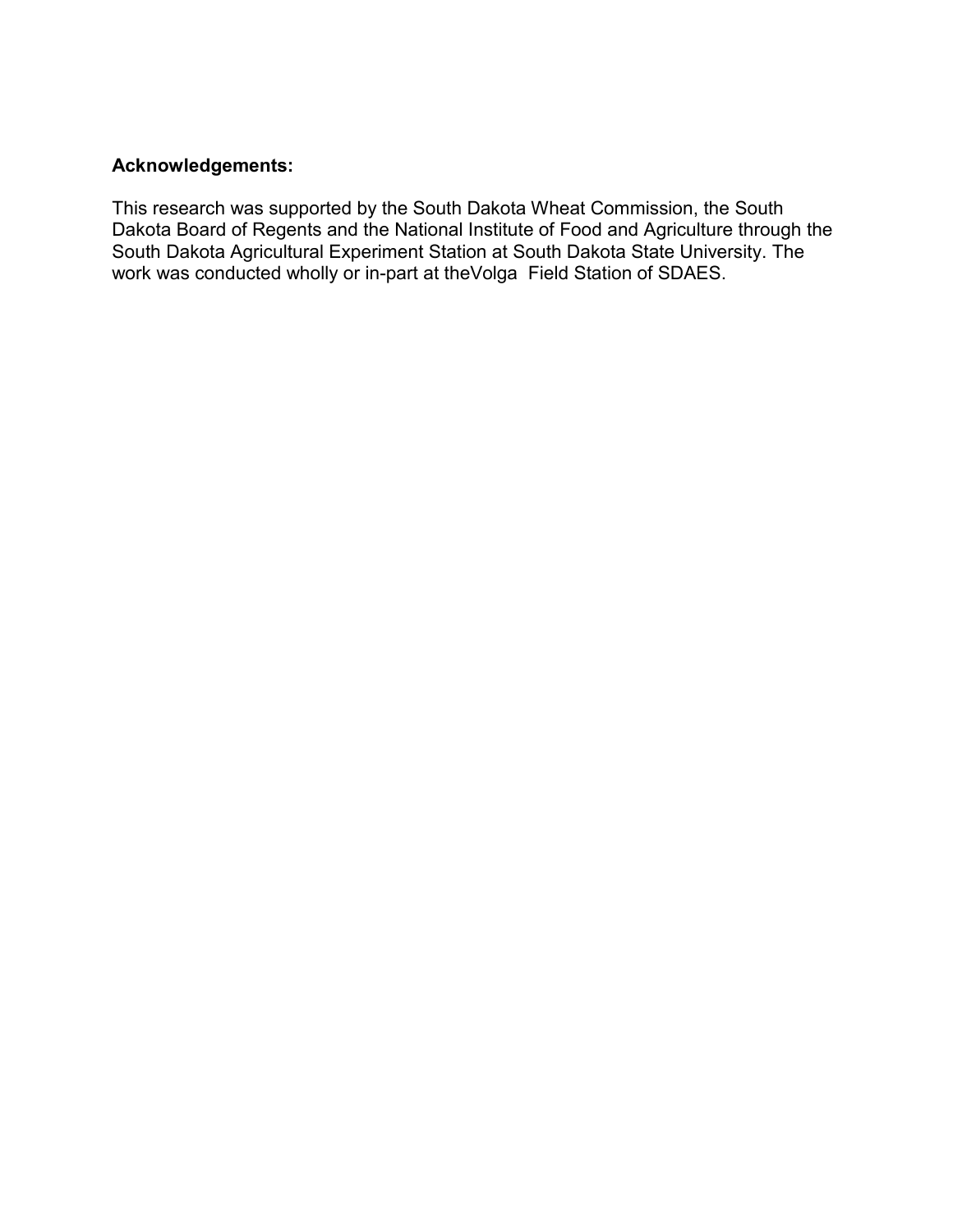**Acknowledgements:**

This research was supported by the South Dakota Wheat Commission, the South Dakota Board of Regents and the National Institute of Food and Agriculture through the South Dakota Agricultural Experiment Station at South Dakota State University. The work was conducted wholly or in-part at theVolga Field Station of SDAES.